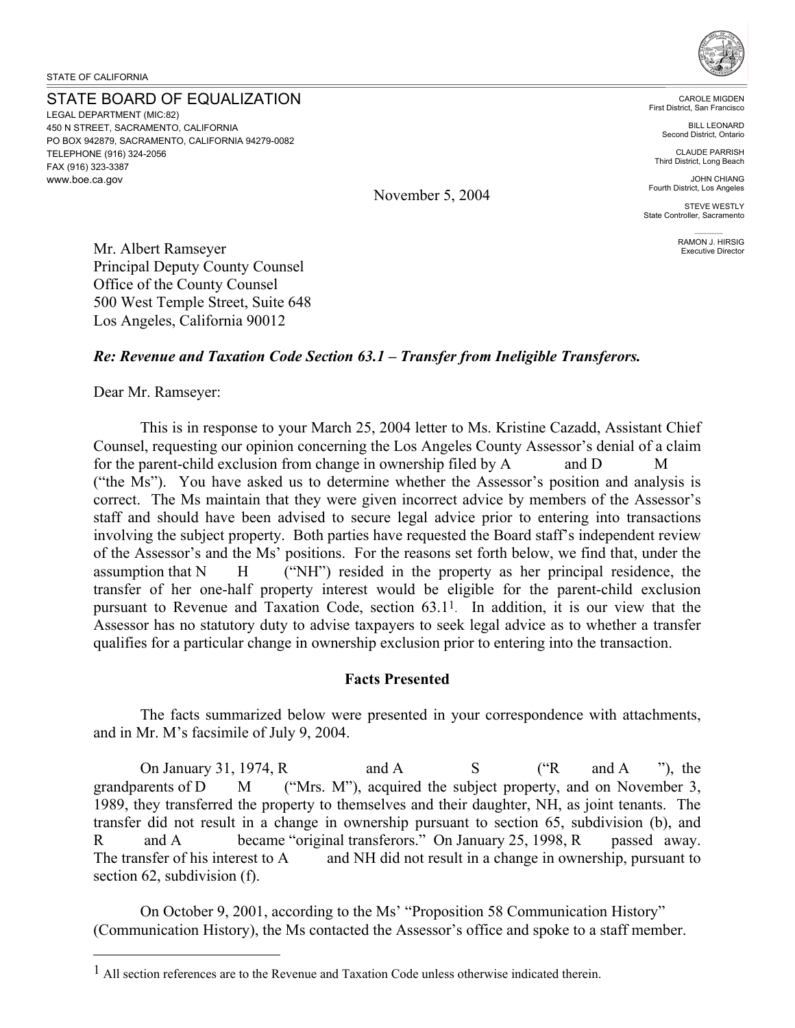STATE OF CALIFORNIA

# STATE BOARD OF EQUALIZATION

LEGAL DEPARTMENT (MIC:82)
450 N STREET, SACRAMENTO, CALIFORNIA
PO BOX 942879, SACRAMENTO, CALIFORNIA 94279-0082
TELEPHONE (916) 324-2056
FAX (916) 323-3387
www.boe.ca.gov

CAROLE MIGDEN
First District, San Francisco

BILL LEONARD
Second District, Ontario

CLAUDE PARRISH
Third District, Long Beach

JOHN CHIANG
Fourth District, Los Angeles

STEVE WESTLY
State Controller, Sacramento

RAMON J. HIRSIG
Executive Director

November 5, 2004

Mr. Albert Ramseyer
Principal Deputy County Counsel
Office of the County Counsel
500 West Temple Street, Suite 648
Los Angeles, California 90012

***Re: Revenue and Taxation Code Section 63.1 – Transfer from Ineligible Transferors.***

Dear Mr. Ramseyer:

This is in response to your March 25, 2004 letter to Ms. Kristine Cazadd, Assistant Chief Counsel, requesting our opinion concerning the Los Angeles County Assessor's denial of a claim for the parent-child exclusion from change in ownership filed by A and D M ("the Ms"). You have asked us to determine whether the Assessor's position and analysis is correct. The Ms maintain that they were given incorrect advice by members of the Assessor's staff and should have been advised to secure legal advice prior to entering into transactions involving the subject property. Both parties have requested the Board staff's independent review of the Assessor's and the Ms' positions. For the reasons set forth below, we find that, under the assumption that N H ("NH") resided in the property as her principal residence, the transfer of her one-half property interest would be eligible for the parent-child exclusion pursuant to Revenue and Taxation Code, section 63.1[1]. In addition, it is our view that the Assessor has no statutory duty to advise taxpayers to seek legal advice as to whether a transfer qualifies for a particular change in ownership exclusion prior to entering into the transaction.

**Facts Presented**

The facts summarized below were presented in your correspondence with attachments, and in Mr. M's facsimile of July 9, 2004.

On January 31, 1974, R and A S ("R and A "), the grandparents of D M ("Mrs. M"), acquired the subject property, and on November 3, 1989, they transferred the property to themselves and their daughter, NH, as joint tenants. The transfer did not result in a change in ownership pursuant to section 65, subdivision (b), and R and A became "original transferors." On January 25, 1998, R passed away. The transfer of his interest to A and NH did not result in a change in ownership, pursuant to section 62, subdivision (f).

On October 9, 2001, according to the Ms' "Proposition 58 Communication History" (Communication History), the Ms contacted the Assessor's office and spoke to a staff member.

---

[1] All section references are to the Revenue and Taxation Code unless otherwise indicated therein.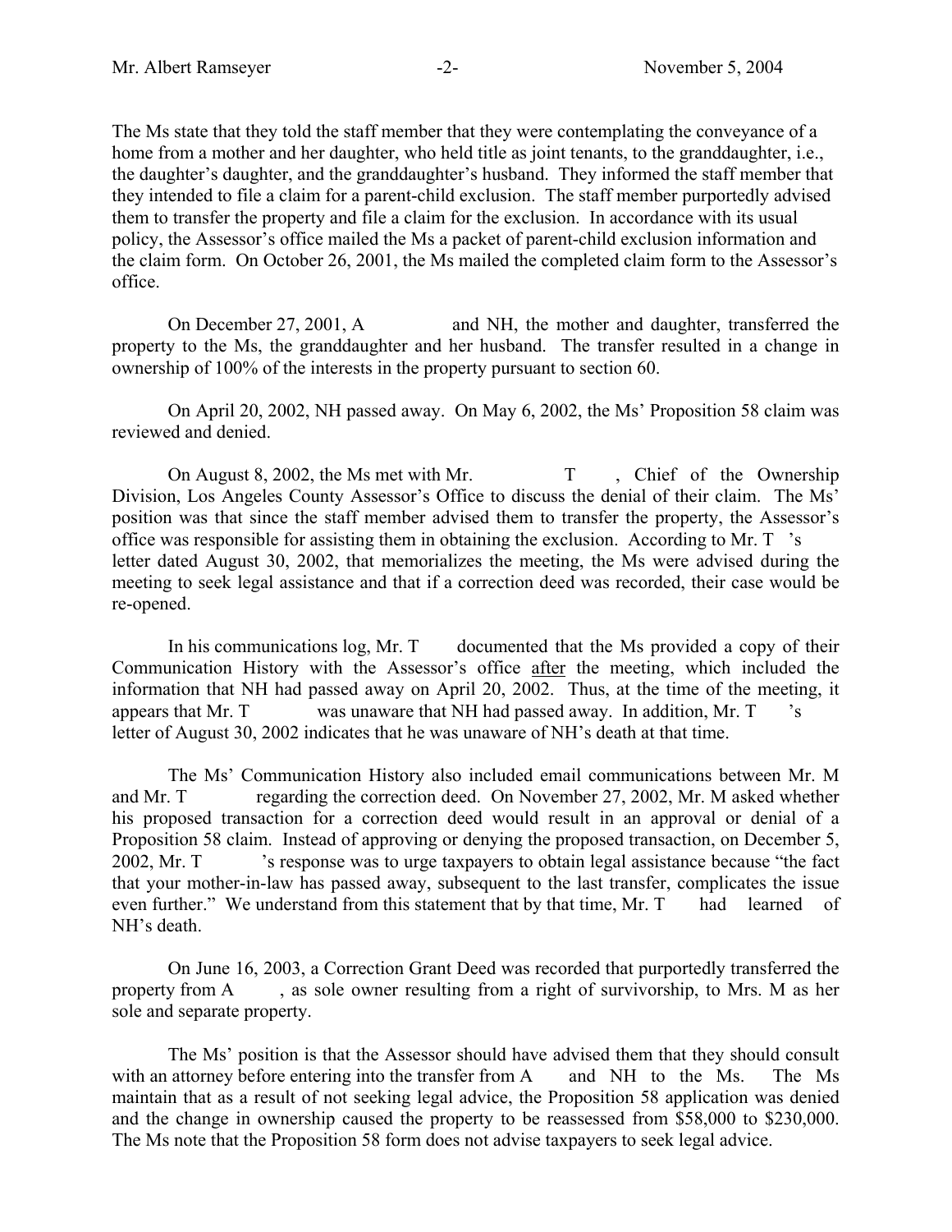The Ms state that they told the staff member that they were contemplating the conveyance of a home from a mother and her daughter, who held title as joint tenants, to the granddaughter, i.e., the daughter's daughter, and the granddaughter's husband. They informed the staff member that they intended to file a claim for a parent-child exclusion. The staff member purportedly advised them to transfer the property and file a claim for the exclusion. In accordance with its usual policy, the Assessor's office mailed the Ms a packet of parent-child exclusion information and the claim form. On October 26, 2001, the Ms mailed the completed claim form to the Assessor's office.

On December 27, 2001, A and NH, the mother and daughter, transferred the property to the Ms, the granddaughter and her husband. The transfer resulted in a change in ownership of 100% of the interests in the property pursuant to section 60.

On April 20, 2002, NH passed away. On May 6, 2002, the Ms' Proposition 58 claim was reviewed and denied.

On August 8, 2002, the Ms met with Mr. T , Chief of the Ownership Division, Los Angeles County Assessor's Office to discuss the denial of their claim. The Ms' position was that since the staff member advised them to transfer the property, the Assessor's office was responsible for assisting them in obtaining the exclusion. According to Mr. T 's letter dated August 30, 2002, that memorializes the meeting, the Ms were advised during the meeting to seek legal assistance and that if a correction deed was recorded, their case would be re-opened.

In his communications log, Mr. T documented that the Ms provided a copy of their Communication History with the Assessor's office <u>after</u> the meeting, which included the information that NH had passed away on April 20, 2002. Thus, at the time of the meeting, it appears that Mr. T was unaware that NH had passed away. In addition, Mr. T 's letter of August 30, 2002 indicates that he was unaware of NH's death at that time.

The Ms' Communication History also included email communications between Mr. M and Mr. T regarding the correction deed. On November 27, 2002, Mr. M asked whether his proposed transaction for a correction deed would result in an approval or denial of a Proposition 58 claim. Instead of approving or denying the proposed transaction, on December 5, 2002, Mr. T 's response was to urge taxpayers to obtain legal assistance because "the fact that your mother-in-law has passed away, subsequent to the last transfer, complicates the issue even further." We understand from this statement that by that time, Mr. T had learned of NH's death.

On June 16, 2003, a Correction Grant Deed was recorded that purportedly transferred the property from A , as sole owner resulting from a right of survivorship, to Mrs. M as her sole and separate property.

The Ms' position is that the Assessor should have advised them that they should consult with an attorney before entering into the transfer from A and NH to the Ms. The Ms maintain that as a result of not seeking legal advice, the Proposition 58 application was denied and the change in ownership caused the property to be reassessed from $58,000 to $230,000. The Ms note that the Proposition 58 form does not advise taxpayers to seek legal advice.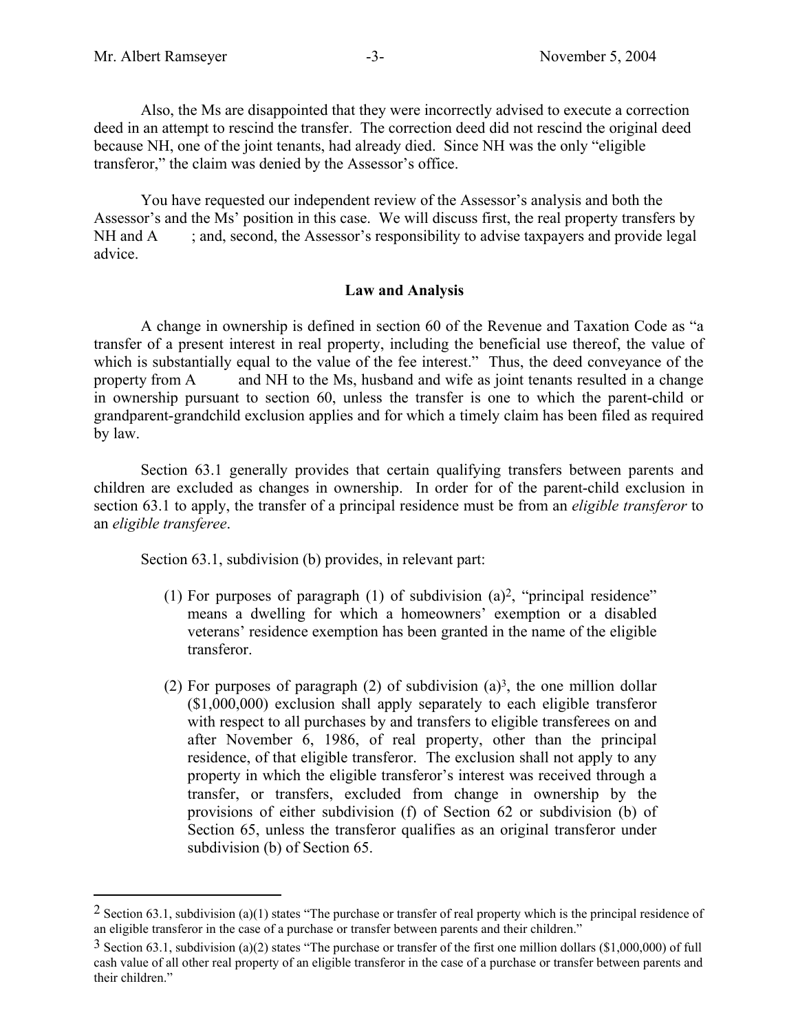Also, the Ms are disappointed that they were incorrectly advised to execute a correction deed in an attempt to rescind the transfer. The correction deed did not rescind the original deed because NH, one of the joint tenants, had already died. Since NH was the only "eligible transferor," the claim was denied by the Assessor's office.

You have requested our independent review of the Assessor's analysis and both the Assessor's and the Ms' position in this case. We will discuss first, the real property transfers by NH and A ; and, second, the Assessor's responsibility to advise taxpayers and provide legal advice.

**Law and Analysis**

A change in ownership is defined in section 60 of the Revenue and Taxation Code as "a transfer of a present interest in real property, including the beneficial use thereof, the value of which is substantially equal to the value of the fee interest." Thus, the deed conveyance of the property from A and NH to the Ms, husband and wife as joint tenants resulted in a change in ownership pursuant to section 60, unless the transfer is one to which the parent-child or grandparent-grandchild exclusion applies and for which a timely claim has been filed as required by law.

Section 63.1 generally provides that certain qualifying transfers between parents and children are excluded as changes in ownership. In order for of the parent-child exclusion in section 63.1 to apply, the transfer of a principal residence must be from an *eligible transferor* to an *eligible transferee*.

Section 63.1, subdivision (b) provides, in relevant part:

> (1) For purposes of paragraph (1) of subdivision (a)[2], "principal residence" means a dwelling for which a homeowners' exemption or a disabled veterans' residence exemption has been granted in the name of the eligible transferor.
>
> (2) For purposes of paragraph (2) of subdivision (a)[3], the one million dollar ($1,000,000) exclusion shall apply separately to each eligible transferor with respect to all purchases by and transfers to eligible transferees on and after November 6, 1986, of real property, other than the principal residence, of that eligible transferor. The exclusion shall not apply to any property in which the eligible transferor's interest was received through a transfer, or transfers, excluded from change in ownership by the provisions of either subdivision (f) of Section 62 or subdivision (b) of Section 65, unless the transferor qualifies as an original transferor under subdivision (b) of Section 65.

---

[2] Section 63.1, subdivision (a)(1) states "The purchase or transfer of real property which is the principal residence of an eligible transferor in the case of a purchase or transfer between parents and their children."

[3] Section 63.1, subdivision (a)(2) states "The purchase or transfer of the first one million dollars ($1,000,000) of full cash value of all other real property of an eligible transferor in the case of a purchase or transfer between parents and their children."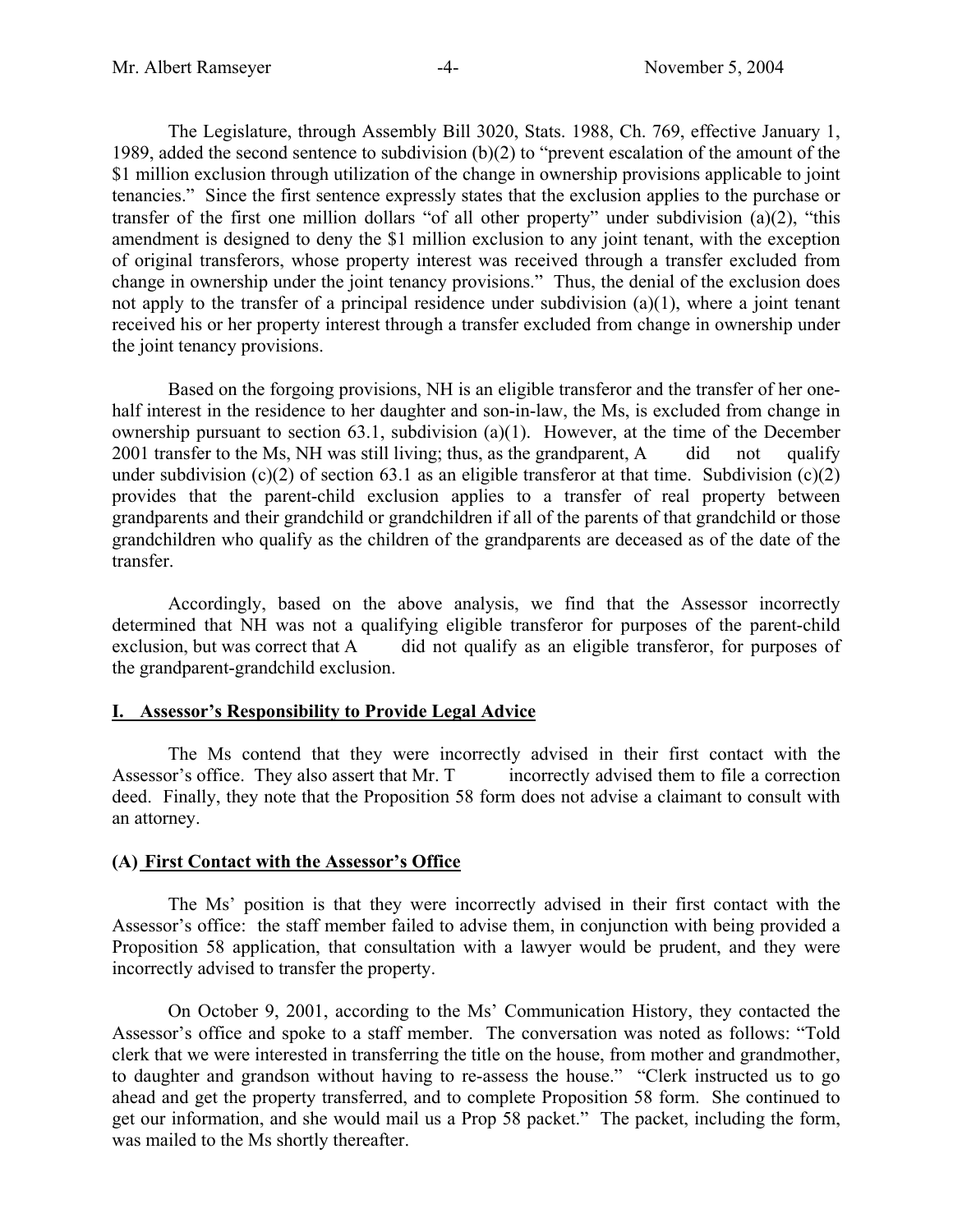The Legislature, through Assembly Bill 3020, Stats. 1988, Ch. 769, effective January 1, 1989, added the second sentence to subdivision (b)(2) to "prevent escalation of the amount of the $1 million exclusion through utilization of the change in ownership provisions applicable to joint tenancies." Since the first sentence expressly states that the exclusion applies to the purchase or transfer of the first one million dollars "of all other property" under subdivision (a)(2), "this amendment is designed to deny the $1 million exclusion to any joint tenant, with the exception of original transferors, whose property interest was received through a transfer excluded from change in ownership under the joint tenancy provisions." Thus, the denial of the exclusion does not apply to the transfer of a principal residence under subdivision (a)(1), where a joint tenant received his or her property interest through a transfer excluded from change in ownership under the joint tenancy provisions.

Based on the forgoing provisions, NH is an eligible transferor and the transfer of her one-half interest in the residence to her daughter and son-in-law, the Ms, is excluded from change in ownership pursuant to section 63.1, subdivision (a)(1). However, at the time of the December 2001 transfer to the Ms, NH was still living; thus, as the grandparent, A did not qualify under subdivision (c)(2) of section 63.1 as an eligible transferor at that time. Subdivision (c)(2) provides that the parent-child exclusion applies to a transfer of real property between grandparents and their grandchild or grandchildren if all of the parents of that grandchild or those grandchildren who qualify as the children of the grandparents are deceased as of the date of the transfer.

Accordingly, based on the above analysis, we find that the Assessor incorrectly determined that NH was not a qualifying eligible transferor for purposes of the parent-child exclusion, but was correct that A did not qualify as an eligible transferor, for purposes of the grandparent-grandchild exclusion.

## I. Assessor's Responsibility to Provide Legal Advice

The Ms contend that they were incorrectly advised in their first contact with the Assessor's office. They also assert that Mr. T incorrectly advised them to file a correction deed. Finally, they note that the Proposition 58 form does not advise a claimant to consult with an attorney.

### (A) First Contact with the Assessor's Office

The Ms' position is that they were incorrectly advised in their first contact with the Assessor's office: the staff member failed to advise them, in conjunction with being provided a Proposition 58 application, that consultation with a lawyer would be prudent, and they were incorrectly advised to transfer the property.

On October 9, 2001, according to the Ms' Communication History, they contacted the Assessor's office and spoke to a staff member. The conversation was noted as follows: "Told clerk that we were interested in transferring the title on the house, from mother and grandmother, to daughter and grandson without having to re-assess the house." "Clerk instructed us to go ahead and get the property transferred, and to complete Proposition 58 form. She continued to get our information, and she would mail us a Prop 58 packet." The packet, including the form, was mailed to the Ms shortly thereafter.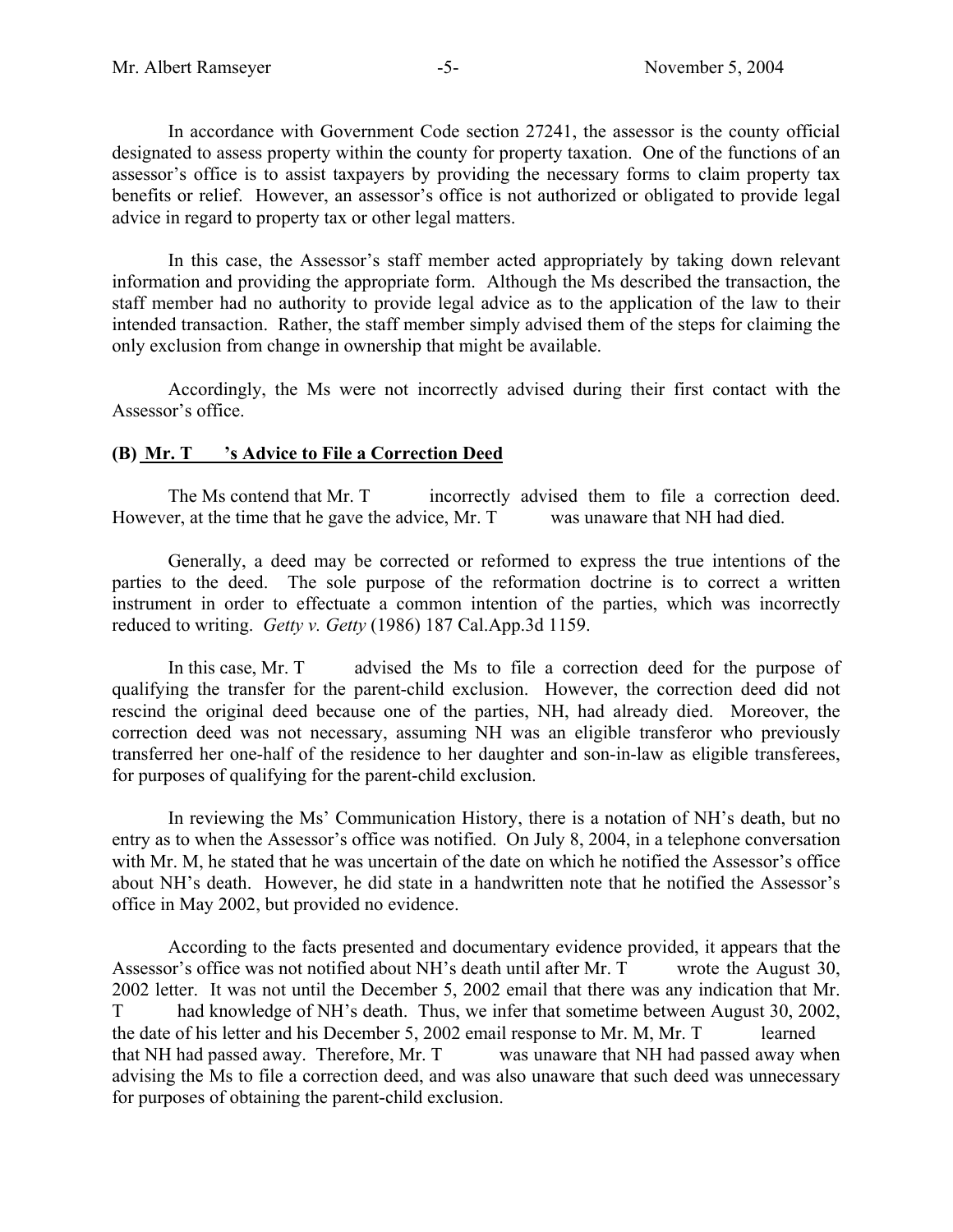In accordance with Government Code section 27241, the assessor is the county official designated to assess property within the county for property taxation. One of the functions of an assessor's office is to assist taxpayers by providing the necessary forms to claim property tax benefits or relief. However, an assessor's office is not authorized or obligated to provide legal advice in regard to property tax or other legal matters.

In this case, the Assessor's staff member acted appropriately by taking down relevant information and providing the appropriate form. Although the Ms described the transaction, the staff member had no authority to provide legal advice as to the application of the law to their intended transaction. Rather, the staff member simply advised them of the steps for claiming the only exclusion from change in ownership that might be available.

Accordingly, the Ms were not incorrectly advised during their first contact with the Assessor's office.

**(B) Mr. T 's Advice to File a Correction Deed**

The Ms contend that Mr. T incorrectly advised them to file a correction deed. However, at the time that he gave the advice, Mr. T was unaware that NH had died.

Generally, a deed may be corrected or reformed to express the true intentions of the parties to the deed. The sole purpose of the reformation doctrine is to correct a written instrument in order to effectuate a common intention of the parties, which was incorrectly reduced to writing. *Getty v. Getty* (1986) 187 Cal.App.3d 1159.

In this case, Mr. T advised the Ms to file a correction deed for the purpose of qualifying the transfer for the parent-child exclusion. However, the correction deed did not rescind the original deed because one of the parties, NH, had already died. Moreover, the correction deed was not necessary, assuming NH was an eligible transferor who previously transferred her one-half of the residence to her daughter and son-in-law as eligible transferees, for purposes of qualifying for the parent-child exclusion.

In reviewing the Ms' Communication History, there is a notation of NH's death, but no entry as to when the Assessor's office was notified. On July 8, 2004, in a telephone conversation with Mr. M, he stated that he was uncertain of the date on which he notified the Assessor's office about NH's death. However, he did state in a handwritten note that he notified the Assessor's office in May 2002, but provided no evidence.

According to the facts presented and documentary evidence provided, it appears that the Assessor's office was not notified about NH's death until after Mr. T wrote the August 30, 2002 letter. It was not until the December 5, 2002 email that there was any indication that Mr. T had knowledge of NH's death. Thus, we infer that sometime between August 30, 2002, the date of his letter and his December 5, 2002 email response to Mr. M, Mr. T learned that NH had passed away. Therefore, Mr. T was unaware that NH had passed away when advising the Ms to file a correction deed, and was also unaware that such deed was unnecessary for purposes of obtaining the parent-child exclusion.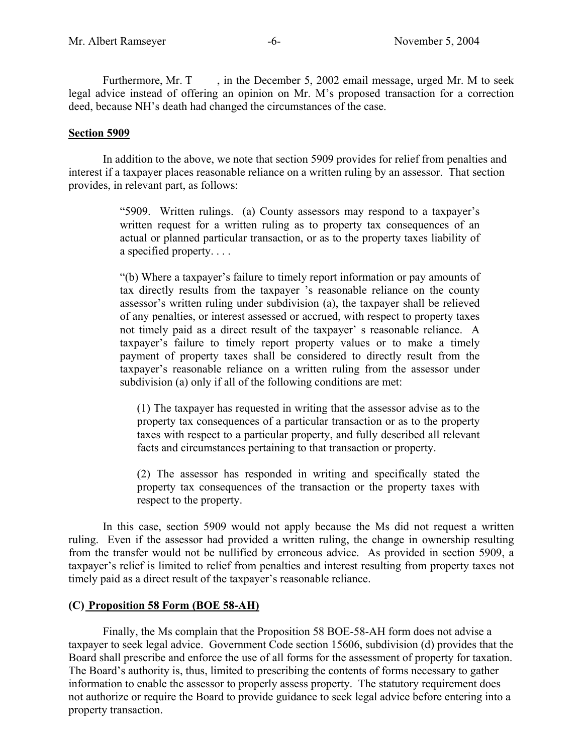Furthermore, Mr. T      , in the December 5, 2002 email message, urged Mr. M to seek legal advice instead of offering an opinion on Mr. M's proposed transaction for a correction deed, because NH's death had changed the circumstances of the case.

**Section 5909**

In addition to the above, we note that section 5909 provides for relief from penalties and interest if a taxpayer places reasonable reliance on a written ruling by an assessor. That section provides, in relevant part, as follows:

> "5909. Written rulings. (a) County assessors may respond to a taxpayer's written request for a written ruling as to property tax consequences of an actual or planned particular transaction, or as to the property taxes liability of a specified property. . . .
>
> "(b) Where a taxpayer's failure to timely report information or pay amounts of tax directly results from the taxpayer 's reasonable reliance on the county assessor's written ruling under subdivision (a), the taxpayer shall be relieved of any penalties, or interest assessed or accrued, with respect to property taxes not timely paid as a direct result of the taxpayer' s reasonable reliance. A taxpayer's failure to timely report property values or to make a timely payment of property taxes shall be considered to directly result from the taxpayer's reasonable reliance on a written ruling from the assessor under subdivision (a) only if all of the following conditions are met:
>
> (1) The taxpayer has requested in writing that the assessor advise as to the property tax consequences of a particular transaction or as to the property taxes with respect to a particular property, and fully described all relevant facts and circumstances pertaining to that transaction or property.
>
> (2) The assessor has responded in writing and specifically stated the property tax consequences of the transaction or the property taxes with respect to the property.

In this case, section 5909 would not apply because the Ms did not request a written ruling. Even if the assessor had provided a written ruling, the change in ownership resulting from the transfer would not be nullified by erroneous advice. As provided in section 5909, a taxpayer's relief is limited to relief from penalties and interest resulting from property taxes not timely paid as a direct result of the taxpayer's reasonable reliance.

**(C) Proposition 58 Form (BOE 58-AH)**

Finally, the Ms complain that the Proposition 58 BOE-58-AH form does not advise a taxpayer to seek legal advice. Government Code section 15606, subdivision (d) provides that the Board shall prescribe and enforce the use of all forms for the assessment of property for taxation. The Board's authority is, thus, limited to prescribing the contents of forms necessary to gather information to enable the assessor to properly assess property. The statutory requirement does not authorize or require the Board to provide guidance to seek legal advice before entering into a property transaction.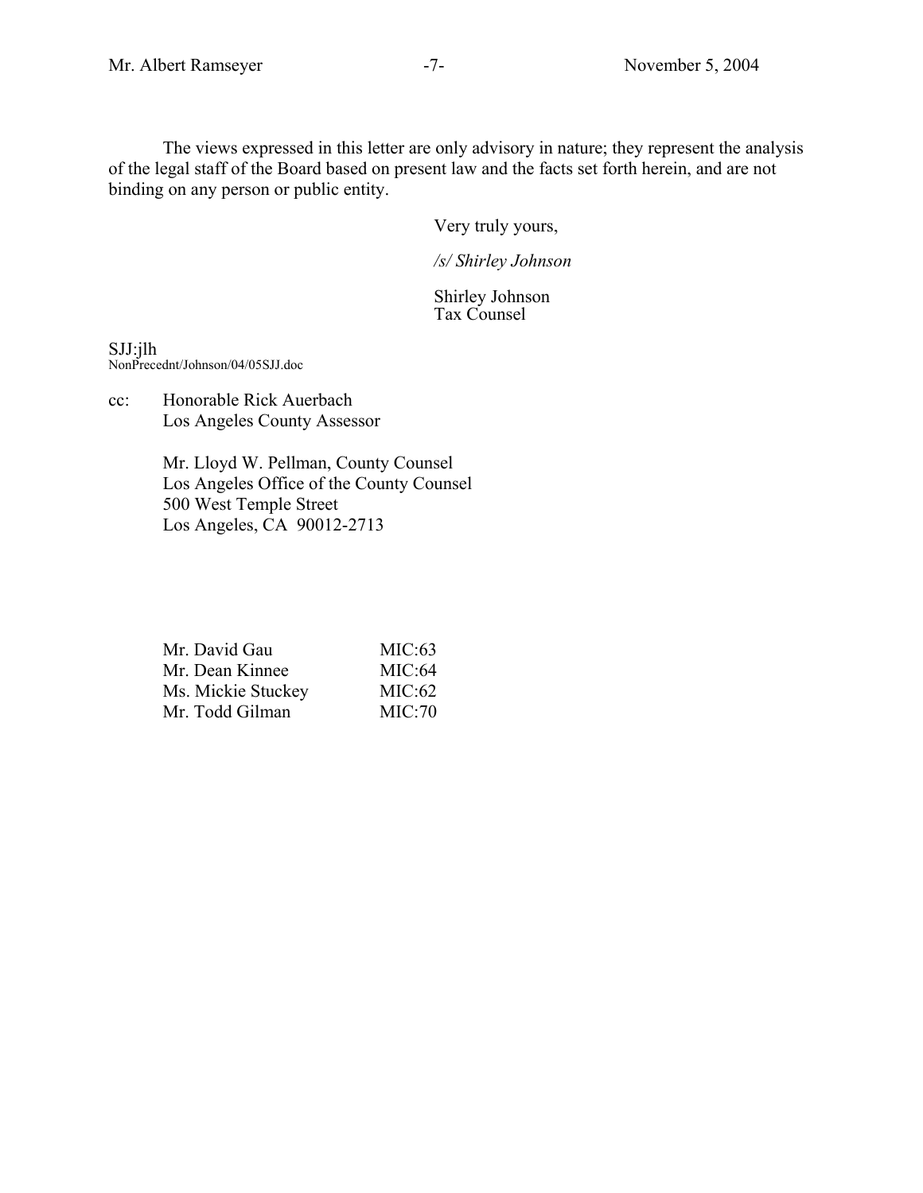The views expressed in this letter are only advisory in nature; they represent the analysis of the legal staff of the Board based on present law and the facts set forth herein, and are not binding on any person or public entity.

Very truly yours,

*/s/ Shirley Johnson*

Shirley Johnson
Tax Counsel

SJJ:jlh
NonPrecednt/Johnson/04/05SJJ.doc

cc: Honorable Rick Auerbach
Los Angeles County Assessor

Mr. Lloyd W. Pellman, County Counsel
Los Angeles Office of the County Counsel
500 West Temple Street
Los Angeles, CA 90012-2713

| | |
|---|---|
| Mr. David Gau | MIC:63 |
| Mr. Dean Kinnee | MIC:64 |
| Ms. Mickie Stuckey | MIC:62 |
| Mr. Todd Gilman | MIC:70 |